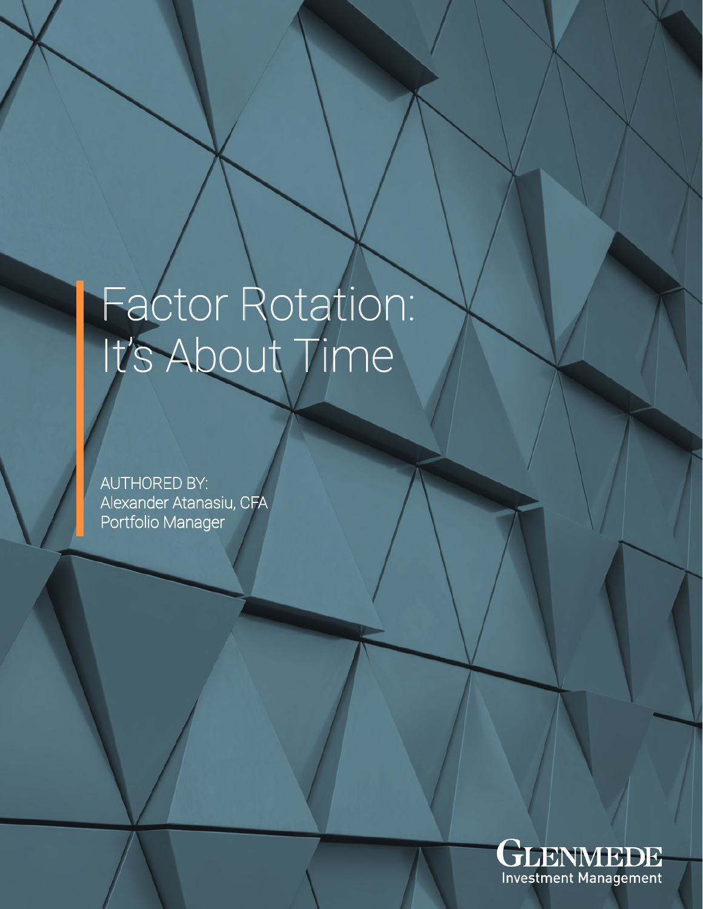# Factor Rotation: It's About Time

AUTHORED BY:
Alexander Atanasiu, CFA
Portfolio Manager

GLENMEDE
Investment Management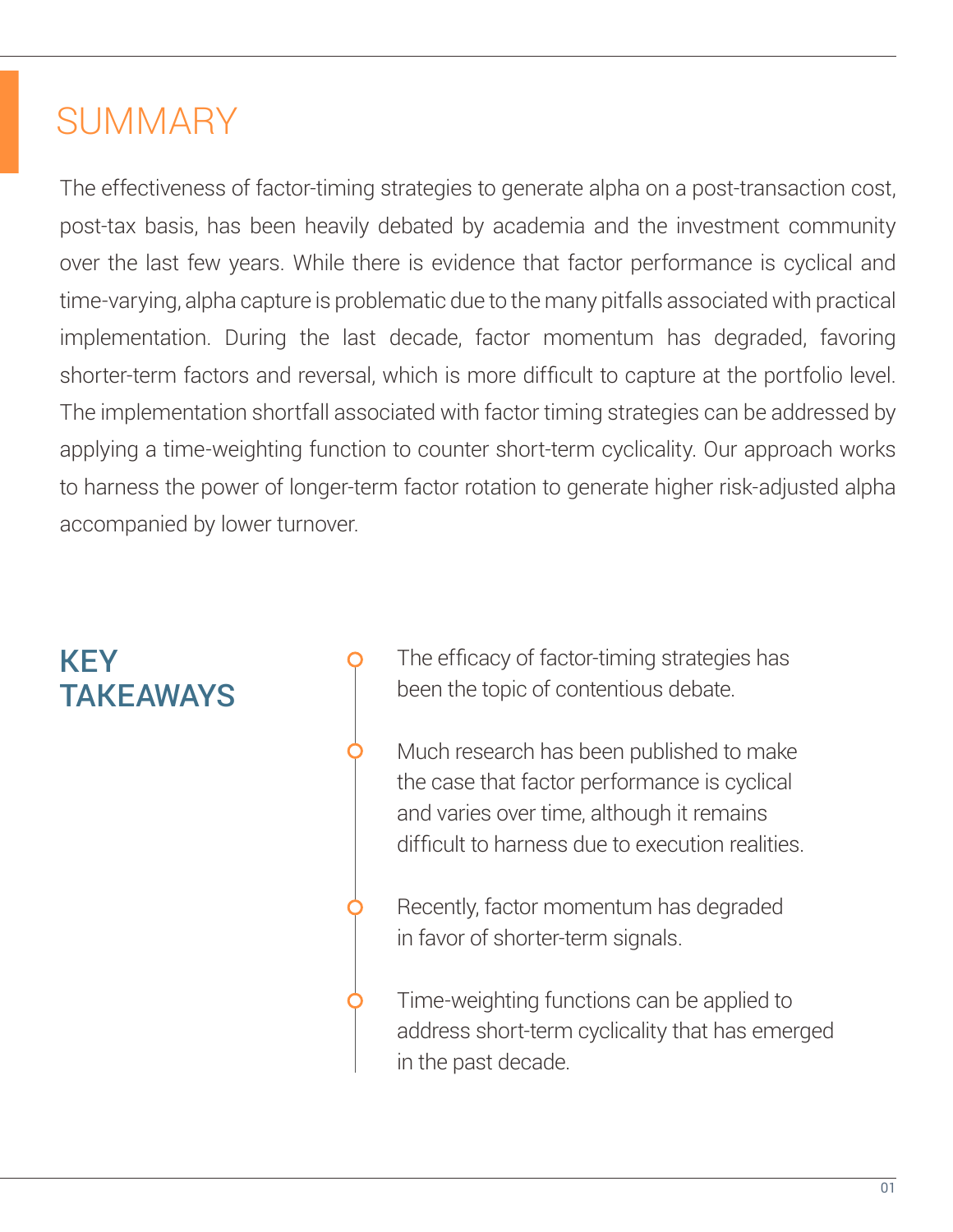# SUMMARY

The effectiveness of factor-timing strategies to generate alpha on a post-transaction cost, post-tax basis, has been heavily debated by academia and the investment community over the last few years. While there is evidence that factor performance is cyclical and time-varying, alpha capture is problematic due to the many pitfalls associated with practical implementation. During the last decade, factor momentum has degraded, favoring shorter-term factors and reversal, which is more difficult to capture at the portfolio level. The implementation shortfall associated with factor timing strategies can be addressed by applying a time-weighting function to counter short-term cyclicality. Our approach works to harness the power of longer-term factor rotation to generate higher risk-adjusted alpha accompanied by lower turnover.

## KEY TAKEAWAYS

- The efficacy of factor-timing strategies has been the topic of contentious debate.
- Much research has been published to make the case that factor performance is cyclical and varies over time, although it remains difficult to harness due to execution realities.
- Recently, factor momentum has degraded in favor of shorter-term signals.
- Time-weighting functions can be applied to address short-term cyclicality that has emerged in the past decade.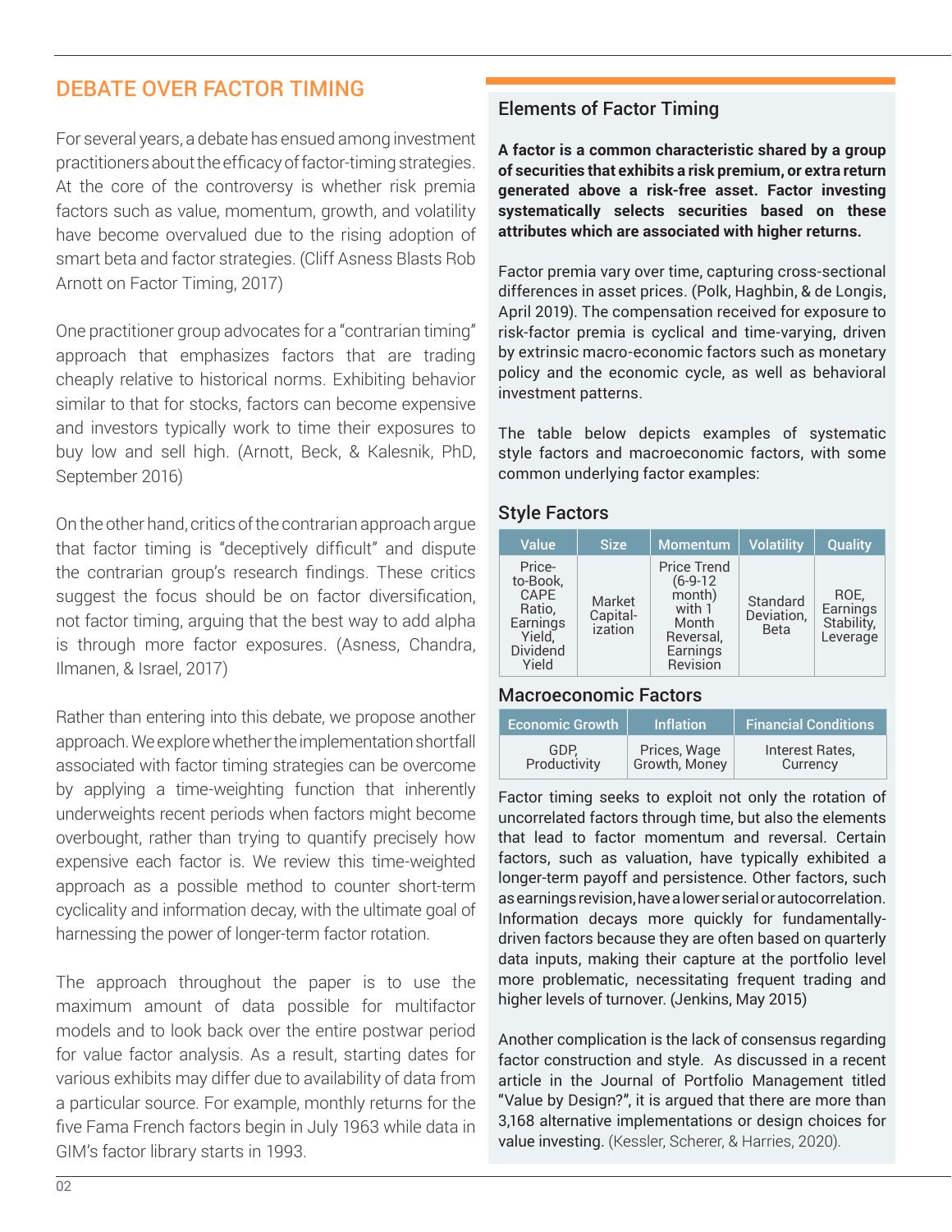## DEBATE OVER FACTOR TIMING

For several years, a debate has ensued among investment practitioners about the efficacy of factor-timing strategies. At the core of the controversy is whether risk premia factors such as value, momentum, growth, and volatility have become overvalued due to the rising adoption of smart beta and factor strategies. (Cliff Asness Blasts Rob Arnott on Factor Timing, 2017)

One practitioner group advocates for a "contrarian timing" approach that emphasizes factors that are trading cheaply relative to historical norms. Exhibiting behavior similar to that for stocks, factors can become expensive and investors typically work to time their exposures to buy low and sell high. (Arnott, Beck, & Kalesnik, PhD, September 2016)

On the other hand, critics of the contrarian approach argue that factor timing is "deceptively difficult" and dispute the contrarian group's research findings. These critics suggest the focus should be on factor diversification, not factor timing, arguing that the best way to add alpha is through more factor exposures. (Asness, Chandra, Ilmanen, & Israel, 2017)

Rather than entering into this debate, we propose another approach. We explore whether the implementation shortfall associated with factor timing strategies can be overcome by applying a time-weighting function that inherently underweights recent periods when factors might become overbought, rather than trying to quantify precisely how expensive each factor is. We review this time-weighted approach as a possible method to counter short-term cyclicality and information decay, with the ultimate goal of harnessing the power of longer-term factor rotation.

The approach throughout the paper is to use the maximum amount of data possible for multifactor models and to look back over the entire postwar period for value factor analysis. As a result, starting dates for various exhibits may differ due to availability of data from a particular source. For example, monthly returns for the five Fama French factors begin in July 1963 while data in GIM's factor library starts in 1993.

### Elements of Factor Timing

**A factor is a common characteristic shared by a group of securities that exhibits a risk premium, or extra return generated above a risk-free asset. Factor investing systematically selects securities based on these attributes which are associated with higher returns.**

Factor premia vary over time, capturing cross-sectional differences in asset prices. (Polk, Haghbin, & de Longis, April 2019). The compensation received for exposure to risk-factor premia is cyclical and time-varying, driven by extrinsic macro-economic factors such as monetary policy and the economic cycle, as well as behavioral investment patterns.

The table below depicts examples of systematic style factors and macroeconomic factors, with some common underlying factor examples:

#### Style Factors

| Value | Size | Momentum | Volatility | Quality |
|---|---|---|---|---|
| Price-to-Book, CAPE Ratio, Earnings Yield, Dividend Yield | Market Capital-ization | Price Trend (6-9-12 month) with 1 Month Reversal, Earnings Revision | Standard Deviation, Beta | ROE, Earnings Stability, Leverage |

#### Macroeconomic Factors

| Economic Growth | Inflation | Financial Conditions |
|---|---|---|
| GDP, Productivity | Prices, Wage Growth, Money | Interest Rates, Currency |

Factor timing seeks to exploit not only the rotation of uncorrelated factors through time, but also the elements that lead to factor momentum and reversal. Certain factors, such as valuation, have typically exhibited a longer-term payoff and persistence. Other factors, such as earnings revision, have a lower serial or autocorrelation. Information decays more quickly for fundamentally-driven factors because they are often based on quarterly data inputs, making their capture at the portfolio level more problematic, necessitating frequent trading and higher levels of turnover. (Jenkins, May 2015)

Another complication is the lack of consensus regarding factor construction and style. As discussed in a recent article in the Journal of Portfolio Management titled "Value by Design?", it is argued that there are more than 3,168 alternative implementations or design choices for value investing. (Kessler, Scherer, & Harries, 2020).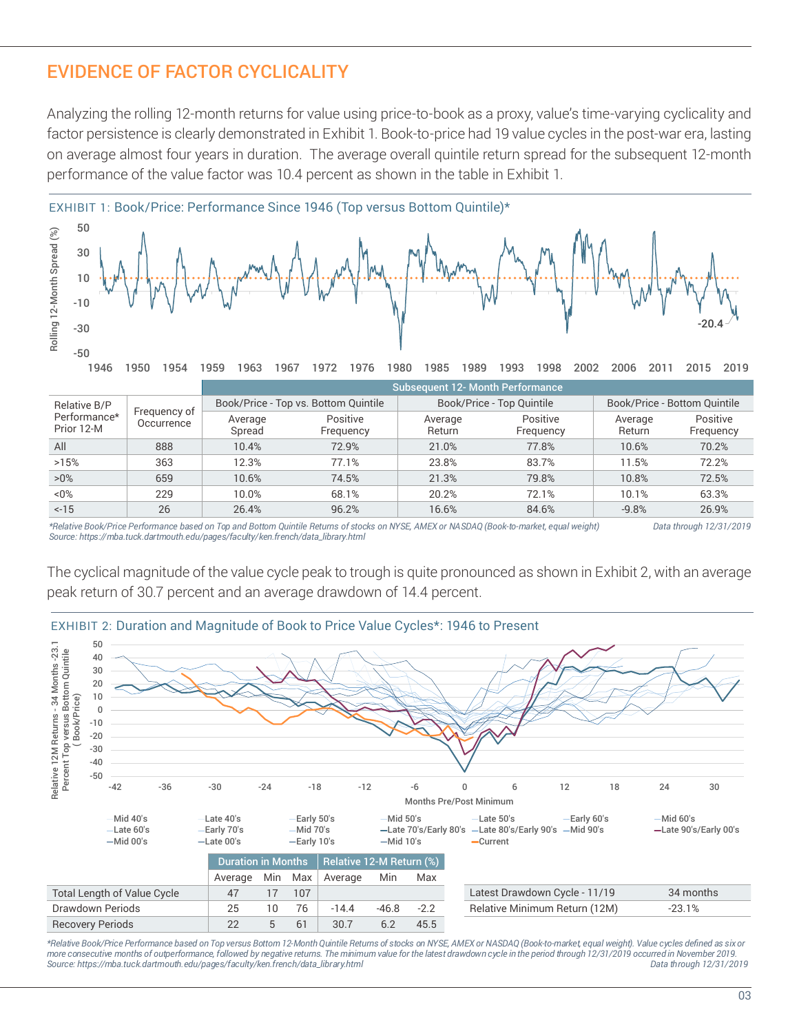## EVIDENCE OF FACTOR CYCLICALITY

Analyzing the rolling 12-month returns for value using price-to-book as a proxy, value's time-varying cyclicality and factor persistence is clearly demonstrated in Exhibit 1. Book-to-price had 19 value cycles in the post-war era, lasting on average almost four years in duration. The average overall quintile return spread for the subsequent 12-month performance of the value factor was 10.4 percent as shown in the table in Exhibit 1.

EXHIBIT 1: Book/Price: Performance Since 1946 (Top versus Bottom Quintile)*

| Relative B/P Performance* Prior 12-M | Frequency of Occurrence | Subsequent 12- Month Performance | | | | | |
|---|---|---|---|---|---|---|---|
| | | Book/Price - Top vs. Bottom Quintile | | Book/Price - Top Quintile | | Book/Price - Bottom Quintile | |
| | | Average Spread | Positive Frequency | Average Return | Positive Frequency | Average Return | Positive Frequency |
| All | 888 | 10.4% | 72.9% | 21.0% | 77.8% | 10.6% | 70.2% |
| >15% | 363 | 12.3% | 77.1% | 23.8% | 83.7% | 11.5% | 72.2% |
| >0% | 659 | 10.6% | 74.5% | 21.3% | 79.8% | 10.8% | 72.5% |
| <0% | 229 | 10.0% | 68.1% | 20.2% | 72.1% | 10.1% | 63.3% |
| <-15 | 26 | 26.4% | 96.2% | 16.6% | 84.6% | -9.8% | 26.9% |

*Relative Book/Price Performance based on Top and Bottom Quintile Returns of stocks on NYSE, AMEX or NASDAQ (Book-to-market, equal weight)
Source: https://mba.tuck.dartmouth.edu/pages/faculty/ken.french/data_library.html
Data through 12/31/2019

The cyclical magnitude of the value cycle peak to trough is quite pronounced as shown in Exhibit 2, with an average peak return of 30.7 percent and an average drawdown of 14.4 percent.

EXHIBIT 2: Duration and Magnitude of Book to Price Value Cycles*: 1946 to Present

| | Duration in Months | | | Relative 12-M Return (%) | | |
|---|---|---|---|---|---|---|
| | Average | Min | Max | Average | Min | Max |
| Total Length of Value Cycle | 47 | 17 | 107 | | | |
| Drawdown Periods | 25 | 10 | 76 | -14.4 | -46.8 | -2.2 |
| Recovery Periods | 22 | 5 | 61 | 30.7 | 6.2 | 45.5 |

| | |
|---|---|
| Latest Drawdown Cycle - 11/19 | 34 months |
| Relative Minimum Return (12M) | -23.1% |

*Relative Book/Price Performance based on Top versus Bottom 12-Month Quintile Returns of stocks on NYSE, AMEX or NASDAQ (Book-to-market, equal weight). Value cycles defined as six or more consecutive months of outperformance, followed by negative returns. The minimum value for the latest drawdown cycle in the period through 12/31/2019 occurred in November 2019.
Source: https://mba.tuck.dartmouth.edu/pages/faculty/ken.french/data_library.html
Data through 12/31/2019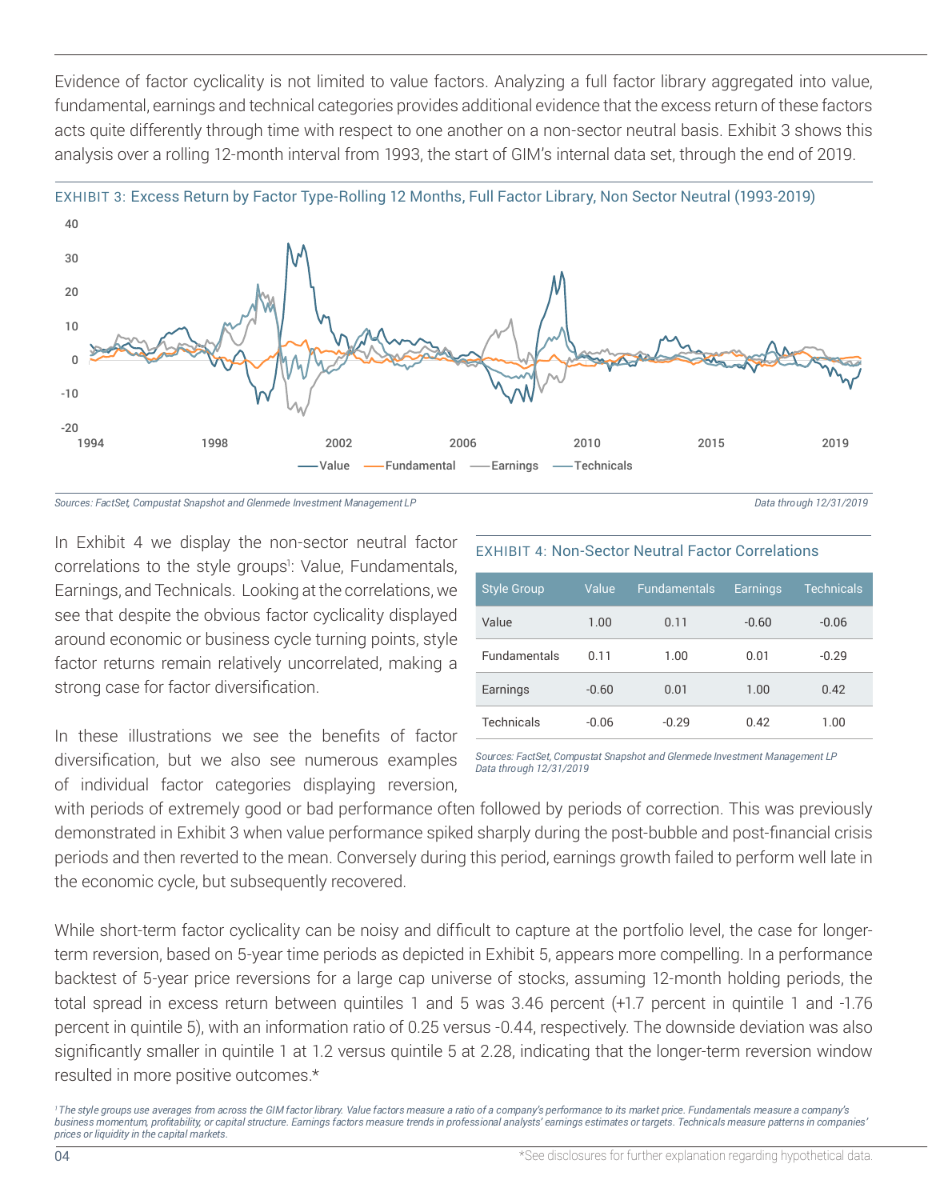Evidence of factor cyclicality is not limited to value factors. Analyzing a full factor library aggregated into value, fundamental, earnings and technical categories provides additional evidence that the excess return of these factors acts quite differently through time with respect to one another on a non-sector neutral basis. Exhibit 3 shows this analysis over a rolling 12-month interval from 1993, the start of GIM's internal data set, through the end of 2019.

EXHIBIT 3: Excess Return by Factor Type-Rolling 12 Months, Full Factor Library, Non Sector Neutral (1993-2019)

*Sources: FactSet, Compustat Snapshot and Glenmede Investment Management LP* — *Data through 12/31/2019*

In Exhibit 4 we display the non-sector neutral factor correlations to the style groups[1]: Value, Fundamentals, Earnings, and Technicals. Looking at the correlations, we see that despite the obvious factor cyclicality displayed around economic or business cycle turning points, style factor returns remain relatively uncorrelated, making a strong case for factor diversification.

EXHIBIT 4: Non-Sector Neutral Factor Correlations

| Style Group | Value | Fundamentals | Earnings | Technicals |
|---|---|---|---|---|
| Value | 1.00 | 0.11 | -0.60 | -0.06 |
| Fundamentals | 0.11 | 1.00 | 0.01 | -0.29 |
| Earnings | -0.60 | 0.01 | 1.00 | 0.42 |
| Technicals | -0.06 | -0.29 | 0.42 | 1.00 |

*Sources: FactSet, Compustat Snapshot and Glenmede Investment Management LP*
*Data through 12/31/2019*

In these illustrations we see the benefits of factor diversification, but we also see numerous examples of individual factor categories displaying reversion, with periods of extremely good or bad performance often followed by periods of correction. This was previously demonstrated in Exhibit 3 when value performance spiked sharply during the post-bubble and post-financial crisis periods and then reverted to the mean. Conversely during this period, earnings growth failed to perform well late in the economic cycle, but subsequently recovered.

While short-term factor cyclicality can be noisy and difficult to capture at the portfolio level, the case for longer-term reversion, based on 5-year time periods as depicted in Exhibit 5, appears more compelling. In a performance backtest of 5-year price reversions for a large cap universe of stocks, assuming 12-month holding periods, the total spread in excess return between quintiles 1 and 5 was 3.46 percent (+1.7 percent in quintile 1 and -1.76 percent in quintile 5), with an information ratio of 0.25 versus -0.44, respectively. The downside deviation was also significantly smaller in quintile 1 at 1.2 versus quintile 5 at 2.28, indicating that the longer-term reversion window resulted in more positive outcomes.*

*[1] The style groups use averages from across the GIM factor library. Value factors measure a ratio of a company's performance to its market price. Fundamentals measure a company's business momentum, profitability, or capital structure. Earnings factors measure trends in professional analysts' earnings estimates or targets. Technicals measure patterns in companies' prices or liquidity in the capital markets.*

*See disclosures for further explanation regarding hypothetical data.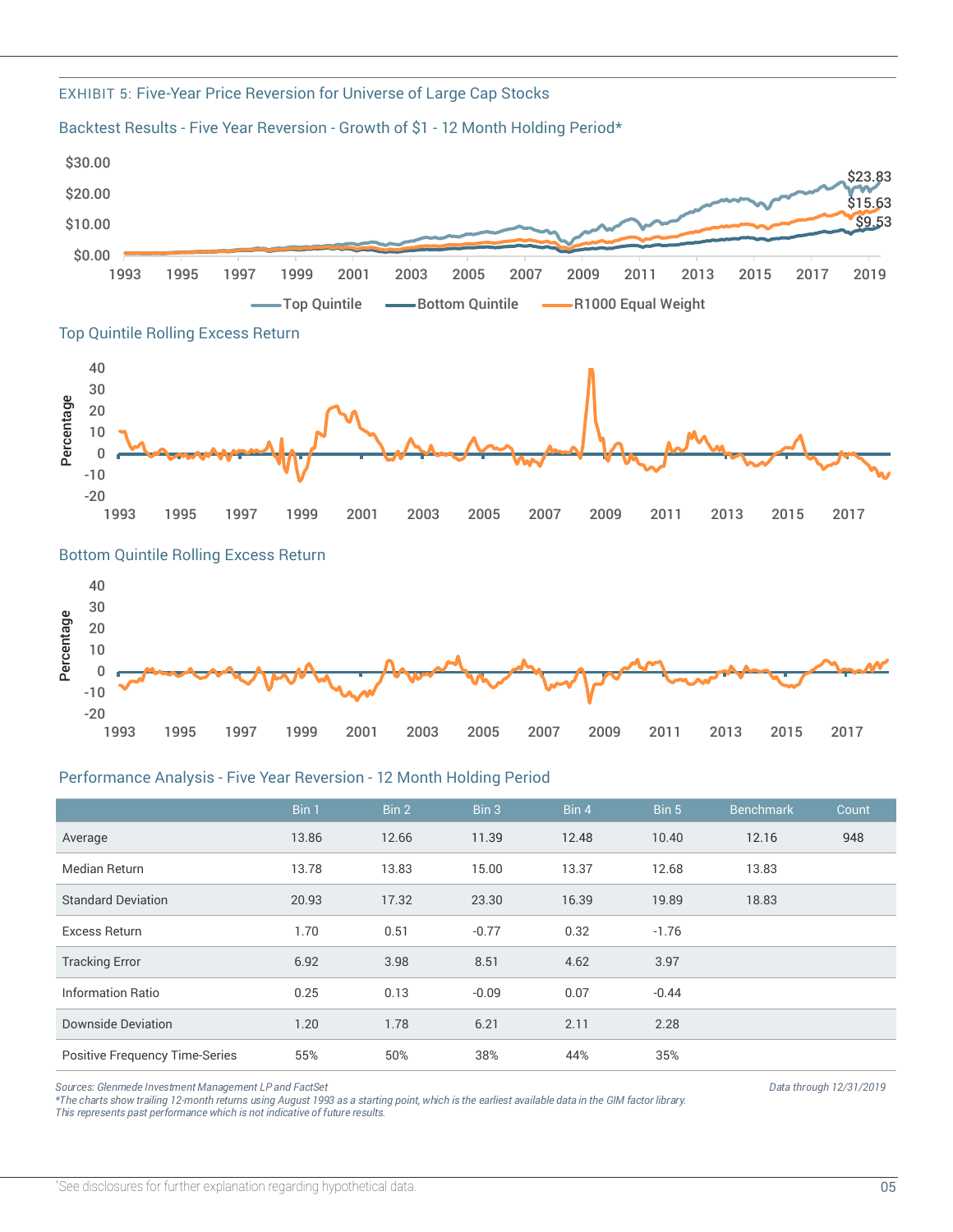EXHIBIT 5: Five-Year Price Reversion for Universe of Large Cap Stocks

Backtest Results - Five Year Reversion - Growth of $1 - 12 Month Holding Period*

Top Quintile Rolling Excess Return

Bottom Quintile Rolling Excess Return

Performance Analysis - Five Year Reversion - 12 Month Holding Period

| | Bin 1 | Bin 2 | Bin 3 | Bin 4 | Bin 5 | Benchmark | Count |
|---|---|---|---|---|---|---|---|
| Average | 13.86 | 12.66 | 11.39 | 12.48 | 10.40 | 12.16 | 948 |
| Median Return | 13.78 | 13.83 | 15.00 | 13.37 | 12.68 | 13.83 | |
| Standard Deviation | 20.93 | 17.32 | 23.30 | 16.39 | 19.89 | 18.83 | |
| Excess Return | 1.70 | 0.51 | -0.77 | 0.32 | -1.76 | | |
| Tracking Error | 6.92 | 3.98 | 8.51 | 4.62 | 3.97 | | |
| Information Ratio | 0.25 | 0.13 | -0.09 | 0.07 | -0.44 | | |
| Downside Deviation | 1.20 | 1.78 | 6.21 | 2.11 | 2.28 | | |
| Positive Frequency Time-Series | 55% | 50% | 38% | 44% | 35% | | |

*Sources: Glenmede Investment Management LP and FactSet*

*Data through 12/31/2019*

**The charts show trailing 12-month returns using August 1993 as a starting point, which is the earliest available data in the GIM factor library.*

*This represents past performance which is not indicative of future results.*

*See disclosures for further explanation regarding hypothetical data.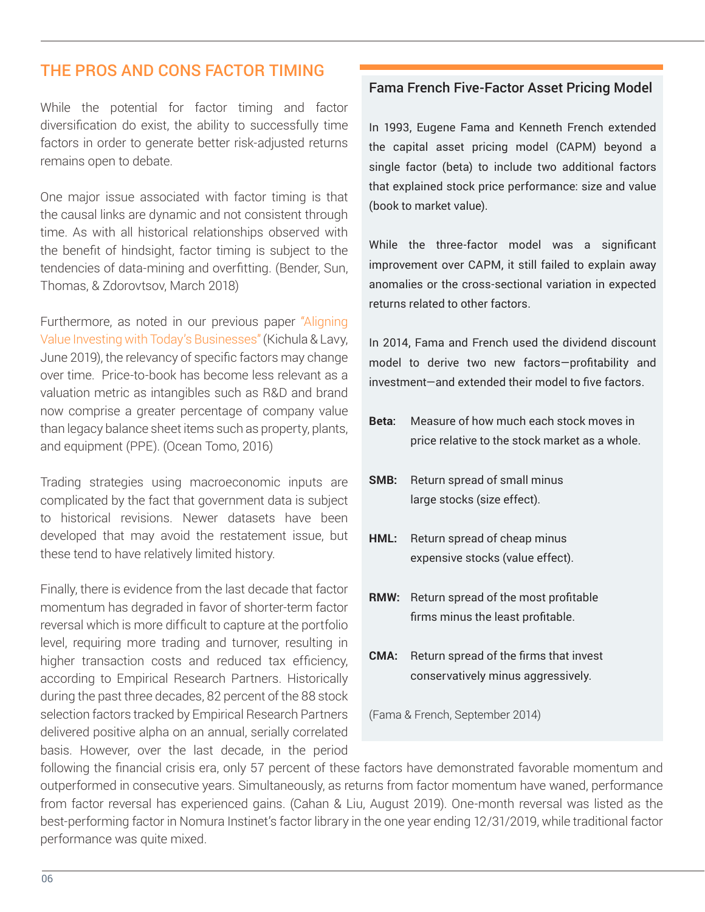## THE PROS AND CONS FACTOR TIMING

While the potential for factor timing and factor diversification do exist, the ability to successfully time factors in order to generate better risk-adjusted returns remains open to debate.

One major issue associated with factor timing is that the causal links are dynamic and not consistent through time. As with all historical relationships observed with the benefit of hindsight, factor timing is subject to the tendencies of data-mining and overfitting. (Bender, Sun, Thomas, & Zdorovtsov, March 2018)

Furthermore, as noted in our previous paper "Aligning Value Investing with Today's Businesses" (Kichula & Lavy, June 2019), the relevancy of specific factors may change over time. Price-to-book has become less relevant as a valuation metric as intangibles such as R&D and brand now comprise a greater percentage of company value than legacy balance sheet items such as property, plants, and equipment (PPE). (Ocean Tomo, 2016)

Trading strategies using macroeconomic inputs are complicated by the fact that government data is subject to historical revisions. Newer datasets have been developed that may avoid the restatement issue, but these tend to have relatively limited history.

Finally, there is evidence from the last decade that factor momentum has degraded in favor of shorter-term factor reversal which is more difficult to capture at the portfolio level, requiring more trading and turnover, resulting in higher transaction costs and reduced tax efficiency, according to Empirical Research Partners. Historically during the past three decades, 82 percent of the 88 stock selection factors tracked by Empirical Research Partners delivered positive alpha on an annual, serially correlated basis. However, over the last decade, in the period following the financial crisis era, only 57 percent of these factors have demonstrated favorable momentum and outperformed in consecutive years. Simultaneously, as returns from factor momentum have waned, performance from factor reversal has experienced gains. (Cahan & Liu, August 2019). One-month reversal was listed as the best-performing factor in Nomura Instinet's factor library in the one year ending 12/31/2019, while traditional factor performance was quite mixed.

### Fama French Five-Factor Asset Pricing Model

In 1993, Eugene Fama and Kenneth French extended the capital asset pricing model (CAPM) beyond a single factor (beta) to include two additional factors that explained stock price performance: size and value (book to market value).

While the three-factor model was a significant improvement over CAPM, it still failed to explain away anomalies or the cross-sectional variation in expected returns related to other factors.

In 2014, Fama and French used the dividend discount model to derive two new factors—profitability and investment—and extended their model to five factors.

**Beta:** Measure of how much each stock moves in price relative to the stock market as a whole.

**SMB:** Return spread of small minus large stocks (size effect).

**HML:** Return spread of cheap minus expensive stocks (value effect).

**RMW:** Return spread of the most profitable firms minus the least profitable.

**CMA:** Return spread of the firms that invest conservatively minus aggressively.

(Fama & French, September 2014)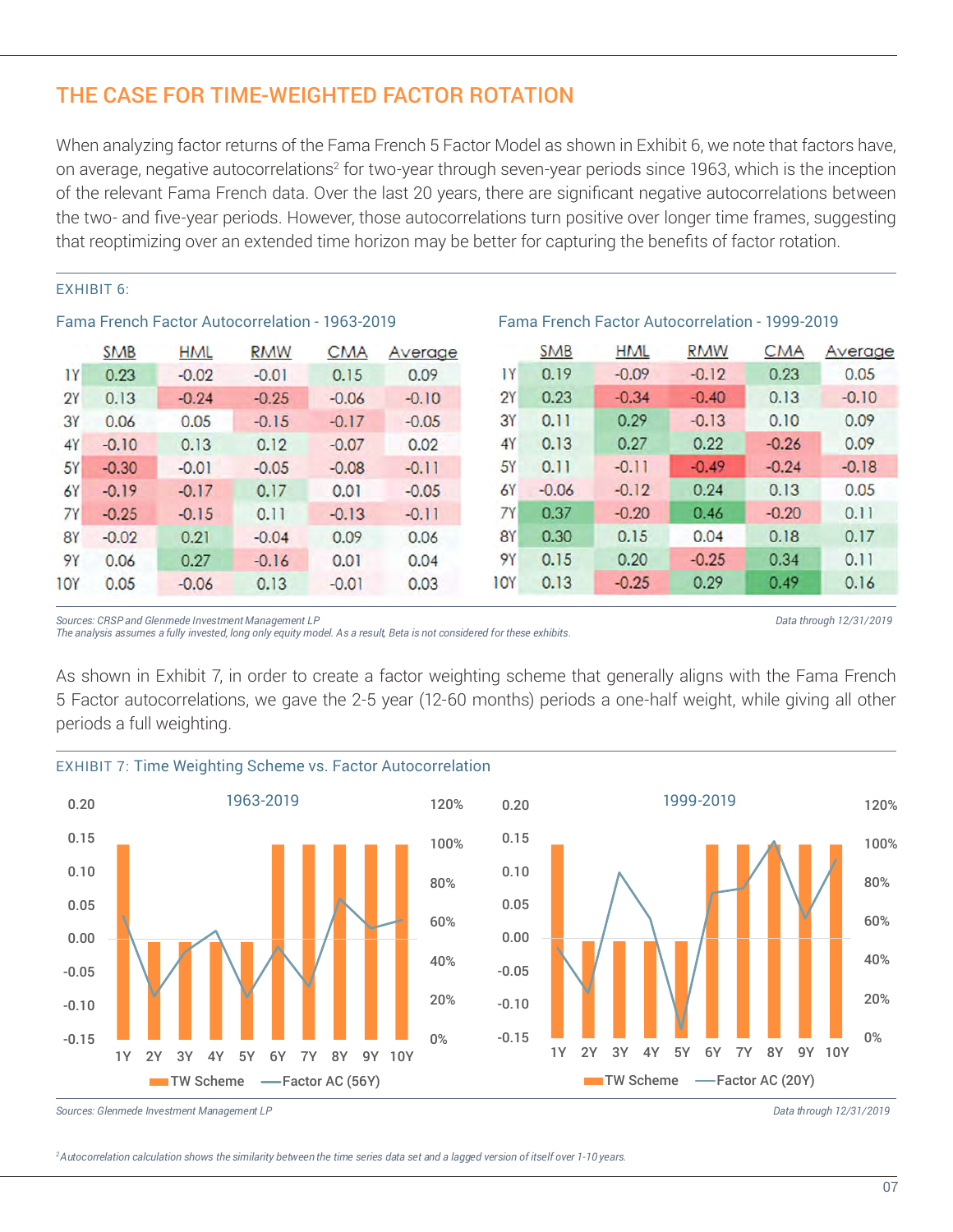## THE CASE FOR TIME-WEIGHTED FACTOR ROTATION

When analyzing factor returns of the Fama French 5 Factor Model as shown in Exhibit 6, we note that factors have, on average, negative autocorrelations[2] for two-year through seven-year periods since 1963, which is the inception of the relevant Fama French data. Over the last 20 years, there are significant negative autocorrelations between the two- and five-year periods. However, those autocorrelations turn positive over longer time frames, suggesting that reoptimizing over an extended time horizon may be better for capturing the benefits of factor rotation.

EXHIBIT 6:

**Fama French Factor Autocorrelation - 1963-2019**

| | SMB | HML | RMW | CMA | Average |
|---|---|---|---|---|---|
| 1Y | 0.23 | -0.02 | -0.01 | 0.15 | 0.09 |
| 2Y | 0.13 | -0.24 | -0.25 | -0.06 | -0.10 |
| 3Y | 0.06 | 0.05 | -0.15 | -0.17 | -0.05 |
| 4Y | -0.10 | 0.13 | 0.12 | -0.07 | 0.02 |
| 5Y | -0.30 | -0.01 | -0.05 | -0.08 | -0.11 |
| 6Y | -0.19 | -0.17 | 0.17 | 0.01 | -0.05 |
| 7Y | -0.25 | -0.15 | 0.11 | -0.13 | -0.11 |
| 8Y | -0.02 | 0.21 | -0.04 | 0.09 | 0.06 |
| 9Y | 0.06 | 0.27 | -0.16 | 0.01 | 0.04 |
| 10Y | 0.05 | -0.06 | 0.13 | -0.01 | 0.03 |

**Fama French Factor Autocorrelation - 1999-2019**

| | SMB | HML | RMW | CMA | Average |
|---|---|---|---|---|---|
| 1Y | 0.19 | -0.09 | -0.12 | 0.23 | 0.05 |
| 2Y | 0.23 | -0.34 | -0.40 | 0.13 | -0.10 |
| 3Y | 0.11 | 0.29 | -0.13 | 0.10 | 0.09 |
| 4Y | 0.13 | 0.27 | 0.22 | -0.26 | 0.09 |
| 5Y | 0.11 | -0.11 | -0.49 | -0.24 | -0.18 |
| 6Y | -0.06 | -0.12 | 0.24 | 0.13 | 0.05 |
| 7Y | 0.37 | -0.20 | 0.46 | -0.20 | 0.11 |
| 8Y | 0.30 | 0.15 | 0.04 | 0.18 | 0.17 |
| 9Y | 0.15 | 0.20 | -0.25 | 0.34 | 0.11 |
| 10Y | 0.13 | -0.25 | 0.29 | 0.49 | 0.16 |

*Sources: CRSP and Glenmede Investment Management LP* *Data through 12/31/2019*
*The analysis assumes a fully invested, long only equity model. As a result, Beta is not considered for these exhibits.*

As shown in Exhibit 7, in order to create a factor weighting scheme that generally aligns with the Fama French 5 Factor autocorrelations, we gave the 2-5 year (12-60 months) periods a one-half weight, while giving all other periods a full weighting.

EXHIBIT 7: Time Weighting Scheme vs. Factor Autocorrelation

*Sources: Glenmede Investment Management LP* *Data through 12/31/2019*

*[2] Autocorrelation calculation shows the similarity between the time series data set and a lagged version of itself over 1-10 years.*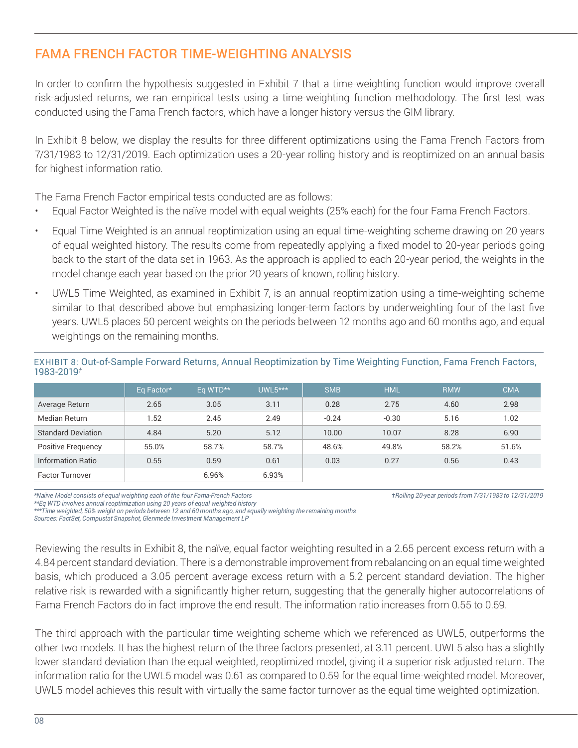## FAMA FRENCH FACTOR TIME-WEIGHTING ANALYSIS

In order to confirm the hypothesis suggested in Exhibit 7 that a time-weighting function would improve overall risk-adjusted returns, we ran empirical tests using a time-weighting function methodology. The first test was conducted using the Fama French factors, which have a longer history versus the GIM library.

In Exhibit 8 below, we display the results for three different optimizations using the Fama French Factors from 7/31/1983 to 12/31/2019. Each optimization uses a 20-year rolling history and is reoptimized on an annual basis for highest information ratio.

The Fama French Factor empirical tests conducted are as follows:

- Equal Factor Weighted is the naïve model with equal weights (25% each) for the four Fama French Factors.
- Equal Time Weighted is an annual reoptimization using an equal time-weighting scheme drawing on 20 years of equal weighted history. The results come from repeatedly applying a fixed model to 20-year periods going back to the start of the data set in 1963. As the approach is applied to each 20-year period, the weights in the model change each year based on the prior 20 years of known, rolling history.
- UWL5 Time Weighted, as examined in Exhibit 7, is an annual reoptimization using a time-weighting scheme similar to that described above but emphasizing longer-term factors by underweighting four of the last five years. UWL5 places 50 percent weights on the periods between 12 months ago and 60 months ago, and equal weightings on the remaining months.

EXHIBIT 8: Out-of-Sample Forward Returns, Annual Reoptimization by Time Weighting Function, Fama French Factors, 1983-2019†

| | Eq Factor* | Eq WTD** | UWL5*** | SMB | HML | RMW | CMA |
|---|---|---|---|---|---|---|---|
| Average Return | 2.65 | 3.05 | 3.11 | 0.28 | 2.75 | 4.60 | 2.98 |
| Median Return | 1.52 | 2.45 | 2.49 | -0.24 | -0.30 | 5.16 | 1.02 |
| Standard Deviation | 4.84 | 5.20 | 5.12 | 10.00 | 10.07 | 8.28 | 6.90 |
| Positive Frequency | 55.0% | 58.7% | 58.7% | 48.6% | 49.8% | 58.2% | 51.6% |
| Information Ratio | 0.55 | 0.59 | 0.61 | 0.03 | 0.27 | 0.56 | 0.43 |
| Factor Turnover | | 6.96% | 6.93% | | | | |

*Naiive Model consists of equal weighting each of the four Fama-French Factors
**Eq WTD involves annual reoptimization using 20 years of equal weighted history
***Time weighted, 50% weight on periods between 12 and 60 months ago, and equally weighting the remaining months
Sources: FactSet, Compustat Snapshot, Glenmede Investment Management LP

†Rolling 20-year periods from 7/31/1983 to 12/31/2019

Reviewing the results in Exhibit 8, the naïve, equal factor weighting resulted in a 2.65 percent excess return with a 4.84 percent standard deviation. There is a demonstrable improvement from rebalancing on an equal time weighted basis, which produced a 3.05 percent average excess return with a 5.2 percent standard deviation. The higher relative risk is rewarded with a significantly higher return, suggesting that the generally higher autocorrelations of Fama French Factors do in fact improve the end result. The information ratio increases from 0.55 to 0.59.

The third approach with the particular time weighting scheme which we referenced as UWL5, outperforms the other two models. It has the highest return of the three factors presented, at 3.11 percent. UWL5 also has a slightly lower standard deviation than the equal weighted, reoptimized model, giving it a superior risk-adjusted return. The information ratio for the UWL5 model was 0.61 as compared to 0.59 for the equal time-weighted model. Moreover, UWL5 model achieves this result with virtually the same factor turnover as the equal time weighted optimization.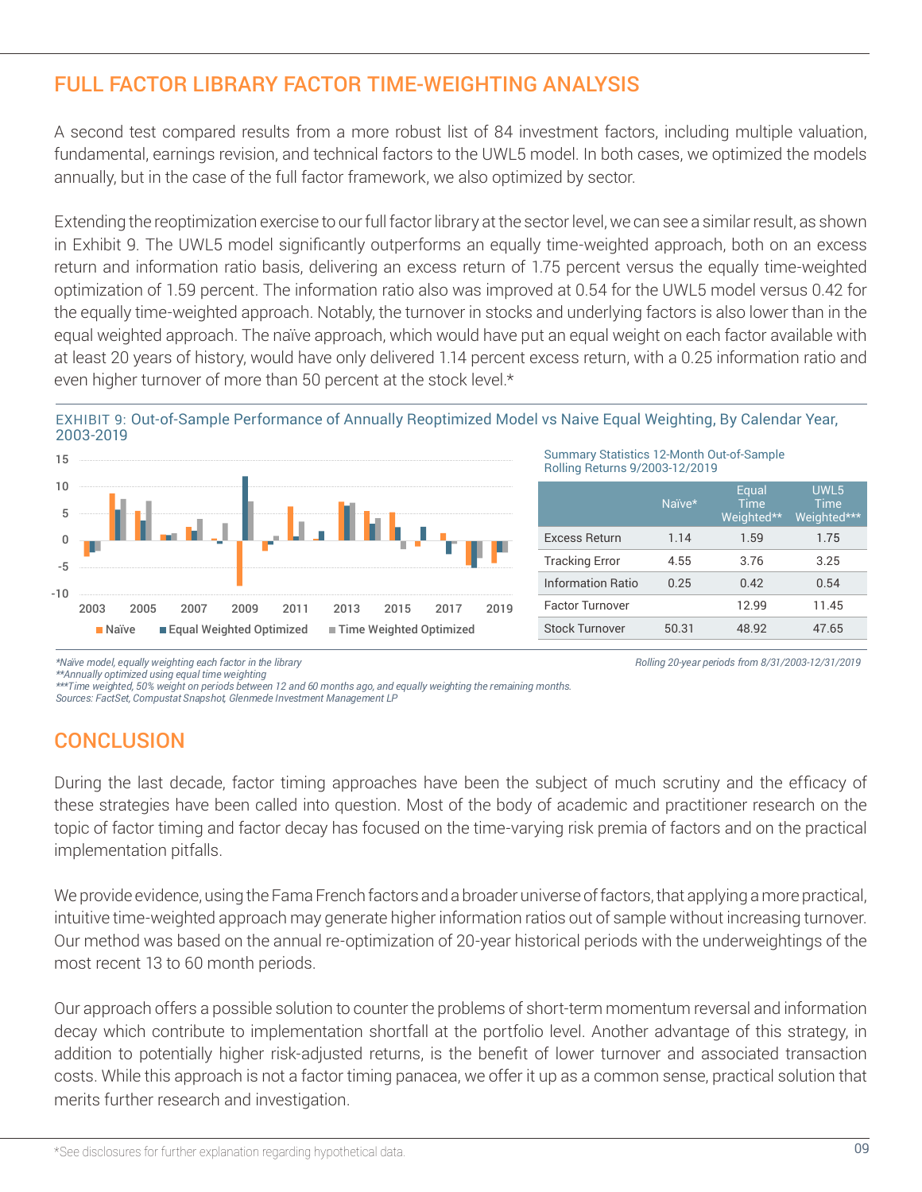## FULL FACTOR LIBRARY FACTOR TIME-WEIGHTING ANALYSIS

A second test compared results from a more robust list of 84 investment factors, including multiple valuation, fundamental, earnings revision, and technical factors to the UWL5 model. In both cases, we optimized the models annually, but in the case of the full factor framework, we also optimized by sector.

Extending the reoptimization exercise to our full factor library at the sector level, we can see a similar result, as shown in Exhibit 9. The UWL5 model significantly outperforms an equally time-weighted approach, both on an excess return and information ratio basis, delivering an excess return of 1.75 percent versus the equally time-weighted optimization of 1.59 percent. The information ratio also was improved at 0.54 for the UWL5 model versus 0.42 for the equally time-weighted approach. Notably, the turnover in stocks and underlying factors is also lower than in the equal weighted approach. The naïve approach, which would have put an equal weight on each factor available with at least 20 years of history, would have only delivered 1.14 percent excess return, with a 0.25 information ratio and even higher turnover of more than 50 percent at the stock level.*

EXHIBIT 9: Out-of-Sample Performance of Annually Reoptimized Model vs Naive Equal Weighting, By Calendar Year, 2003-2019

Summary Statistics 12-Month Out-of-Sample Rolling Returns 9/2003-12/2019

| | Naïve* | Equal Time Weighted** | UWL5 Time Weighted*** |
|---|---|---|---|
| Excess Return | 1.14 | 1.59 | 1.75 |
| Tracking Error | 4.55 | 3.76 | 3.25 |
| Information Ratio | 0.25 | 0.42 | 0.54 |
| Factor Turnover | | 12.99 | 11.45 |
| Stock Turnover | 50.31 | 48.92 | 47.65 |

*Naïve model, equally weighting each factor in the library
**Annually optimized using equal time weighting
***Time weighted, 50% weight on periods between 12 and 60 months ago, and equally weighting the remaining months.
Sources: FactSet, Compustat Snapshot, Glenmede Investment Management LP

Rolling 20-year periods from 8/31/2003-12/31/2019

## CONCLUSION

During the last decade, factor timing approaches have been the subject of much scrutiny and the efficacy of these strategies have been called into question. Most of the body of academic and practitioner research on the topic of factor timing and factor decay has focused on the time-varying risk premia of factors and on the practical implementation pitfalls.

We provide evidence, using the Fama French factors and a broader universe of factors, that applying a more practical, intuitive time-weighted approach may generate higher information ratios out of sample without increasing turnover. Our method was based on the annual re-optimization of 20-year historical periods with the underweightings of the most recent 13 to 60 month periods.

Our approach offers a possible solution to counter the problems of short-term momentum reversal and information decay which contribute to implementation shortfall at the portfolio level. Another advantage of this strategy, in addition to potentially higher risk-adjusted returns, is the benefit of lower turnover and associated transaction costs. While this approach is not a factor timing panacea, we offer it up as a common sense, practical solution that merits further research and investigation.

*See disclosures for further explanation regarding hypothetical data.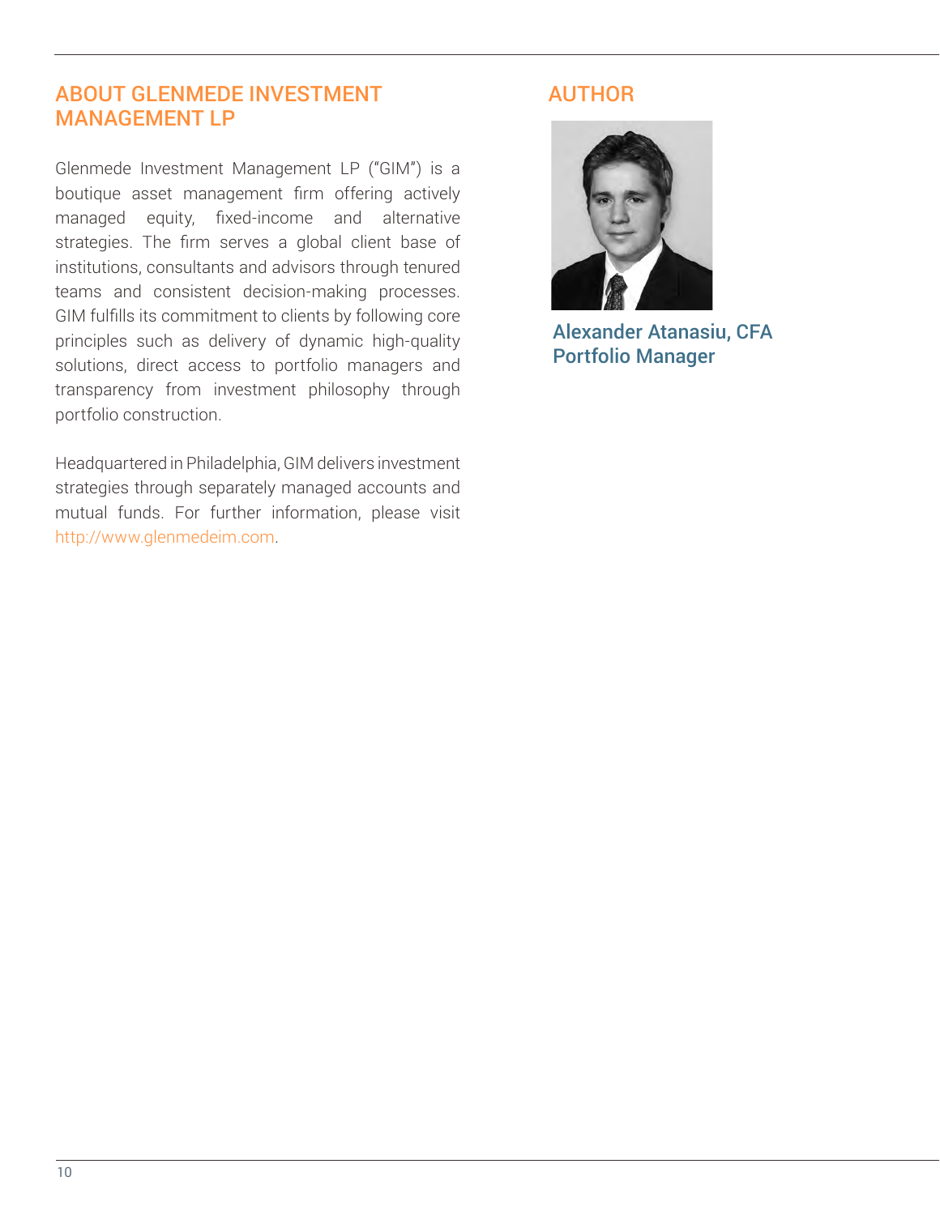## ABOUT GLENMEDE INVESTMENT MANAGEMENT LP

Glenmede Investment Management LP ("GIM") is a boutique asset management firm offering actively managed equity, fixed-income and alternative strategies. The firm serves a global client base of institutions, consultants and advisors through tenured teams and consistent decision-making processes. GIM fulfills its commitment to clients by following core principles such as delivery of dynamic high-quality solutions, direct access to portfolio managers and transparency from investment philosophy through portfolio construction.

Headquartered in Philadelphia, GIM delivers investment strategies through separately managed accounts and mutual funds. For further information, please visit http://www.glenmedeim.com.

## AUTHOR

**Alexander Atanasiu, CFA**
**Portfolio Manager**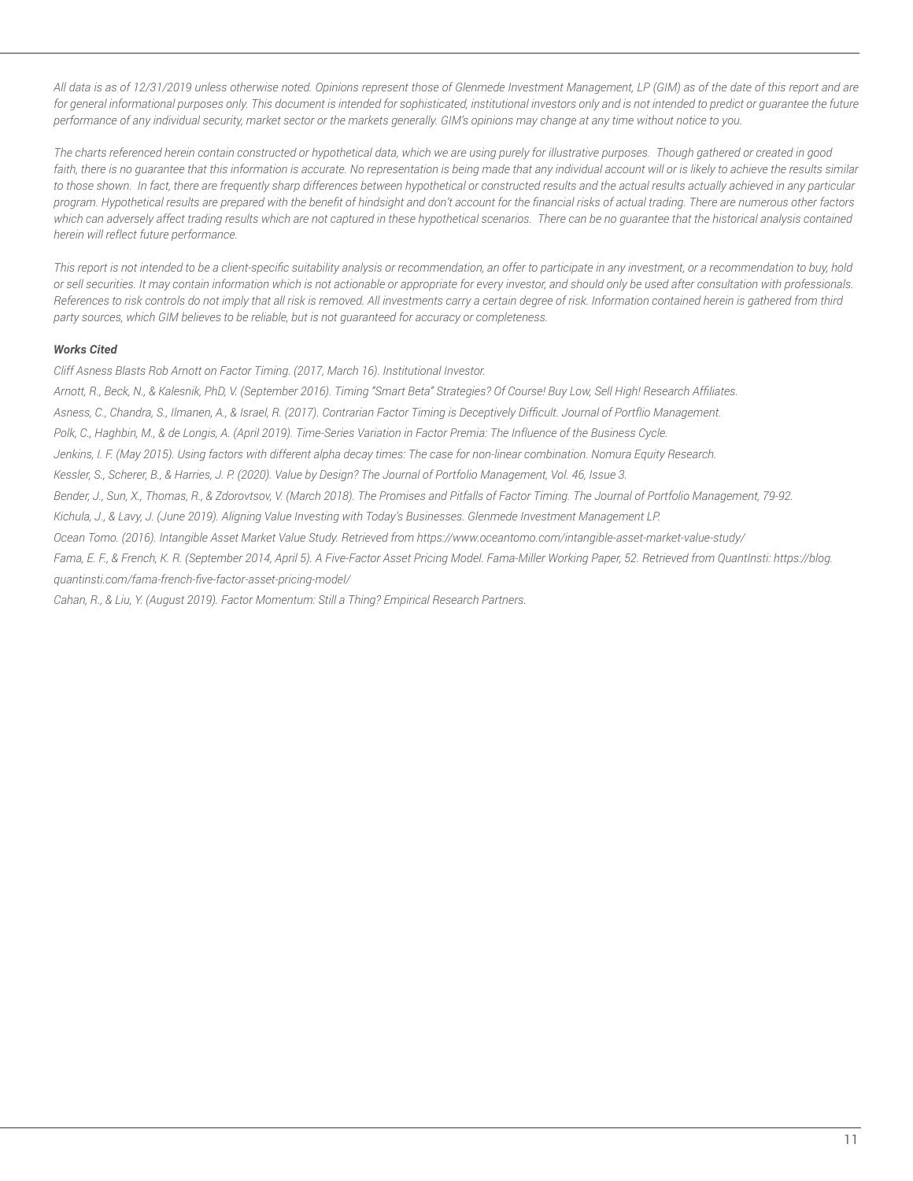*All data is as of 12/31/2019 unless otherwise noted. Opinions represent those of Glenmede Investment Management, LP (GIM) as of the date of this report and are for general informational purposes only. This document is intended for sophisticated, institutional investors only and is not intended to predict or guarantee the future performance of any individual security, market sector or the markets generally. GIM's opinions may change at any time without notice to you.*

*The charts referenced herein contain constructed or hypothetical data, which we are using purely for illustrative purposes. Though gathered or created in good faith, there is no guarantee that this information is accurate. No representation is being made that any individual account will or is likely to achieve the results similar to those shown. In fact, there are frequently sharp differences between hypothetical or constructed results and the actual results actually achieved in any particular program. Hypothetical results are prepared with the benefit of hindsight and don't account for the financial risks of actual trading. There are numerous other factors which can adversely affect trading results which are not captured in these hypothetical scenarios. There can be no guarantee that the historical analysis contained herein will reflect future performance.*

*This report is not intended to be a client-specific suitability analysis or recommendation, an offer to participate in any investment, or a recommendation to buy, hold or sell securities. It may contain information which is not actionable or appropriate for every investor, and should only be used after consultation with professionals. References to risk controls do not imply that all risk is removed. All investments carry a certain degree of risk. Information contained herein is gathered from third party sources, which GIM believes to be reliable, but is not guaranteed for accuracy or completeness.*

***Works Cited***

*Cliff Asness Blasts Rob Arnott on Factor Timing. (2017, March 16). Institutional Investor.*

*Arnott, R., Beck, N., & Kalesnik, PhD, V. (September 2016). Timing "Smart Beta" Strategies? Of Course! Buy Low, Sell High! Research Affiliates.*

*Asness, C., Chandra, S., Ilmanen, A., & Israel, R. (2017). Contrarian Factor Timing is Deceptively Difficult. Journal of Portflio Management.*

*Polk, C., Haghbin, M., & de Longis, A. (April 2019). Time-Series Variation in Factor Premia: The Influence of the Business Cycle.*

*Jenkins, I. F. (May 2015). Using factors with different alpha decay times: The case for non-linear combination. Nomura Equity Research.*

*Kessler, S., Scherer, B., & Harries, J. P. (2020). Value by Design? The Journal of Portfolio Management, Vol. 46, Issue 3.*

*Bender, J., Sun, X., Thomas, R., & Zdorovtsov, V. (March 2018). The Promises and Pitfalls of Factor Timing. The Journal of Portfolio Management, 79-92.*

*Kichula, J., & Lavy, J. (June 2019). Aligning Value Investing with Today's Businesses. Glenmede Investment Management LP.*

*Ocean Tomo. (2016). Intangible Asset Market Value Study. Retrieved from https://www.oceantomo.com/intangible-asset-market-value-study/*

*Fama, E. F., & French, K. R. (September 2014, April 5). A Five-Factor Asset Pricing Model. Fama-Miller Working Paper, 52. Retrieved from QuantInsti: https://blog.quantinsti.com/fama-french-five-factor-asset-pricing-model/*

*Cahan, R., & Liu, Y. (August 2019). Factor Momentum: Still a Thing? Empirical Research Partners.*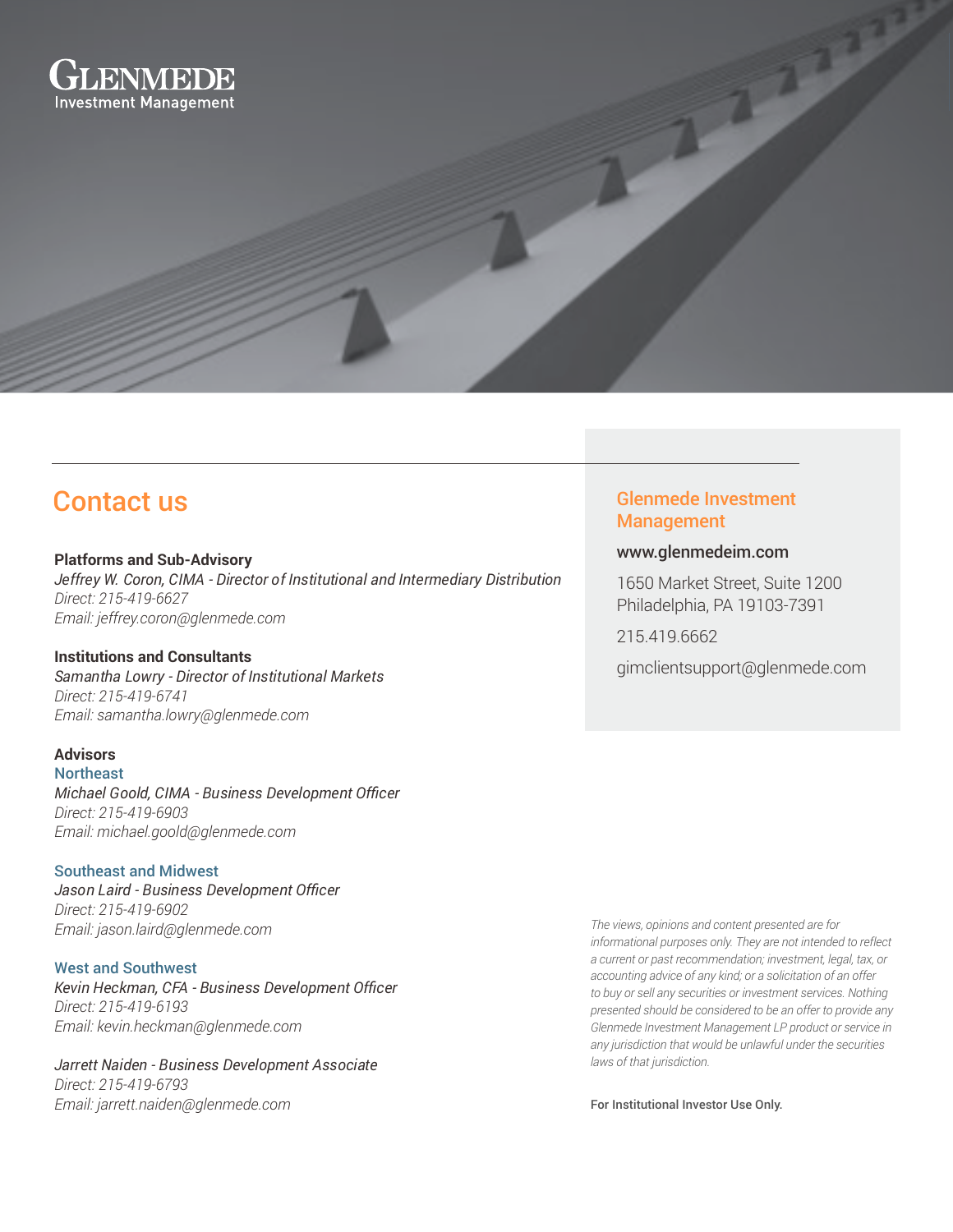GLENMEDE
Investment Management

## Contact us

**Platforms and Sub-Advisory**
*Jeffrey W. Coron, CIMA - Director of Institutional and Intermediary Distribution*
*Direct: 215-419-6627*
*Email: jeffrey.coron@glenmede.com*

**Institutions and Consultants**
*Samantha Lowry - Director of Institutional Markets*
*Direct: 215-419-6741*
*Email: samantha.lowry@glenmede.com*

**Advisors**

Northeast
*Michael Goold, CIMA - Business Development Officer*
*Direct: 215-419-6903*
*Email: michael.goold@glenmede.com*

Southeast and Midwest
*Jason Laird - Business Development Officer*
*Direct: 215-419-6902*
*Email: jason.laird@glenmede.com*

West and Southwest
*Kevin Heckman, CFA - Business Development Officer*
*Direct: 215-419-6193*
*Email: kevin.heckman@glenmede.com*

*Jarrett Naiden - Business Development Associate*
*Direct: 215-419-6793*
*Email: jarrett.naiden@glenmede.com*

### Glenmede Investment Management

www.glenmedeim.com

1650 Market Street, Suite 1200
Philadelphia, PA 19103-7391

215.419.6662

gimclientsupport@glenmede.com

*The views, opinions and content presented are for informational purposes only. They are not intended to reflect a current or past recommendation; investment, legal, tax, or accounting advice of any kind; or a solicitation of an offer to buy or sell any securities or investment services. Nothing presented should be considered to be an offer to provide any Glenmede Investment Management LP product or service in any jurisdiction that would be unlawful under the securities laws of that jurisdiction.*

For Institutional Investor Use Only.